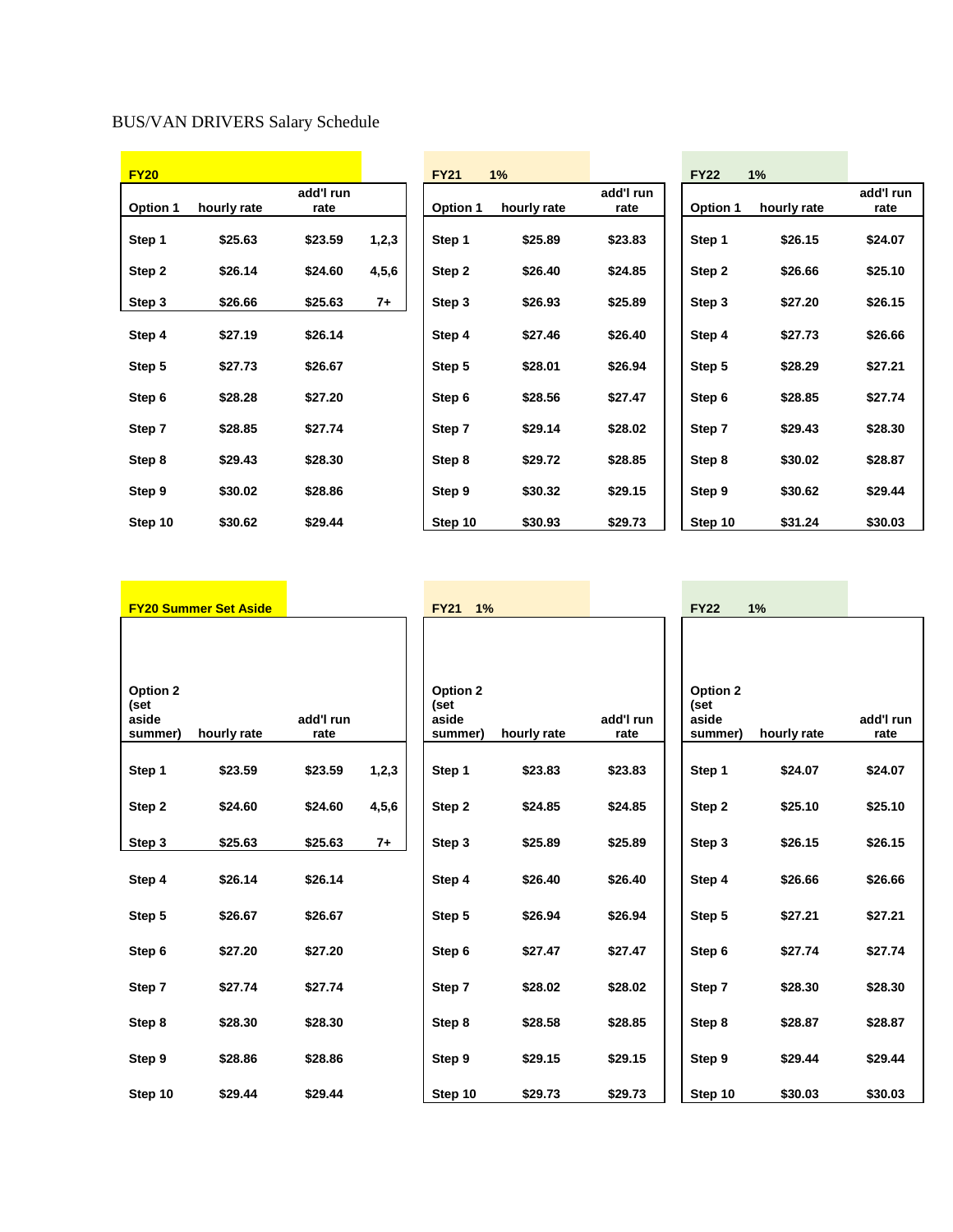BUS/VAN DRIVERS Salary Schedule

**FY20**

| Option 1 | hourly rate | add'l run rate | |
|---|---|---|---|
| Step 1 | $25.63 | $23.59 | 1,2,3 |
| Step 2 | $26.14 | $24.60 | 4,5,6 |
| Step 3 | $26.66 | $25.63 | 7+ |
| Step 4 | $27.19 | $26.14 | |
| Step 5 | $27.73 | $26.67 | |
| Step 6 | $28.28 | $27.20 | |
| Step 7 | $28.85 | $27.74 | |
| Step 8 | $29.43 | $28.30 | |
| Step 9 | $30.02 | $28.86 | |
| Step 10 | $30.62 | $29.44 | |

**FY21 1%**

| Option 1 | hourly rate | add'l run rate |
|---|---|---|
| Step 1 | $25.89 | $23.83 |
| Step 2 | $26.40 | $24.85 |
| Step 3 | $26.93 | $25.89 |
| Step 4 | $27.46 | $26.40 |
| Step 5 | $28.01 | $26.94 |
| Step 6 | $28.56 | $27.47 |
| Step 7 | $29.14 | $28.02 |
| Step 8 | $29.72 | $28.85 |
| Step 9 | $30.32 | $29.15 |
| Step 10 | $30.93 | $29.73 |

**FY22 1%**

| Option 1 | hourly rate | add'l run rate |
|---|---|---|
| Step 1 | $26.15 | $24.07 |
| Step 2 | $26.66 | $25.10 |
| Step 3 | $27.20 | $26.15 |
| Step 4 | $27.73 | $26.66 |
| Step 5 | $28.29 | $27.21 |
| Step 6 | $28.85 | $27.74 |
| Step 7 | $29.43 | $28.30 |
| Step 8 | $30.02 | $28.87 |
| Step 9 | $30.62 | $29.44 |
| Step 10 | $31.24 | $30.03 |

**FY20 Summer Set Aside**

| Option 2 (set aside summer) | hourly rate | add'l run rate | |
|---|---|---|---|
| Step 1 | $23.59 | $23.59 | 1,2,3 |
| Step 2 | $24.60 | $24.60 | 4,5,6 |
| Step 3 | $25.63 | $25.63 | 7+ |
| Step 4 | $26.14 | $26.14 | |
| Step 5 | $26.67 | $26.67 | |
| Step 6 | $27.20 | $27.20 | |
| Step 7 | $27.74 | $27.74 | |
| Step 8 | $28.30 | $28.30 | |
| Step 9 | $28.86 | $28.86 | |
| Step 10 | $29.44 | $29.44 | |

**FY21 1%**

| Option 2 (set aside summer) | hourly rate | add'l run rate |
|---|---|---|
| Step 1 | $23.83 | $23.83 |
| Step 2 | $24.85 | $24.85 |
| Step 3 | $25.89 | $25.89 |
| Step 4 | $26.40 | $26.40 |
| Step 5 | $26.94 | $26.94 |
| Step 6 | $27.47 | $27.47 |
| Step 7 | $28.02 | $28.02 |
| Step 8 | $28.58 | $28.85 |
| Step 9 | $29.15 | $29.15 |
| Step 10 | $29.73 | $29.73 |

**FY22 1%**

| Option 2 (set aside summer) | hourly rate | add'l run rate |
|---|---|---|
| Step 1 | $24.07 | $24.07 |
| Step 2 | $25.10 | $25.10 |
| Step 3 | $26.15 | $26.15 |
| Step 4 | $26.66 | $26.66 |
| Step 5 | $27.21 | $27.21 |
| Step 6 | $27.74 | $27.74 |
| Step 7 | $28.30 | $28.30 |
| Step 8 | $28.87 | $28.87 |
| Step 9 | $29.44 | $29.44 |
| Step 10 | $30.03 | $30.03 |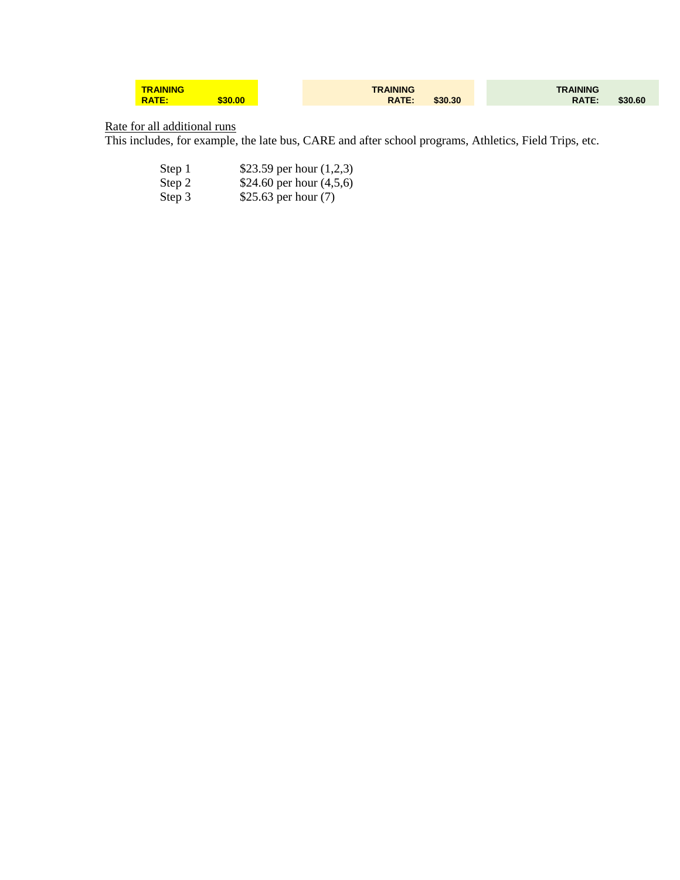| | | |
|---|---|---|
| **TRAINING RATE: $30.00** | **TRAINING RATE: $30.30** | **TRAINING RATE: $30.60** |

Rate for all additional runs

This includes, for example, the late bus, CARE and after school programs, Athletics, Field Trips, etc.

| | |
|---|---|
| Step 1 | $23.59 per hour (1,2,3) |
| Step 2 | $24.60 per hour (4,5,6) |
| Step 3 | $25.63 per hour (7) |